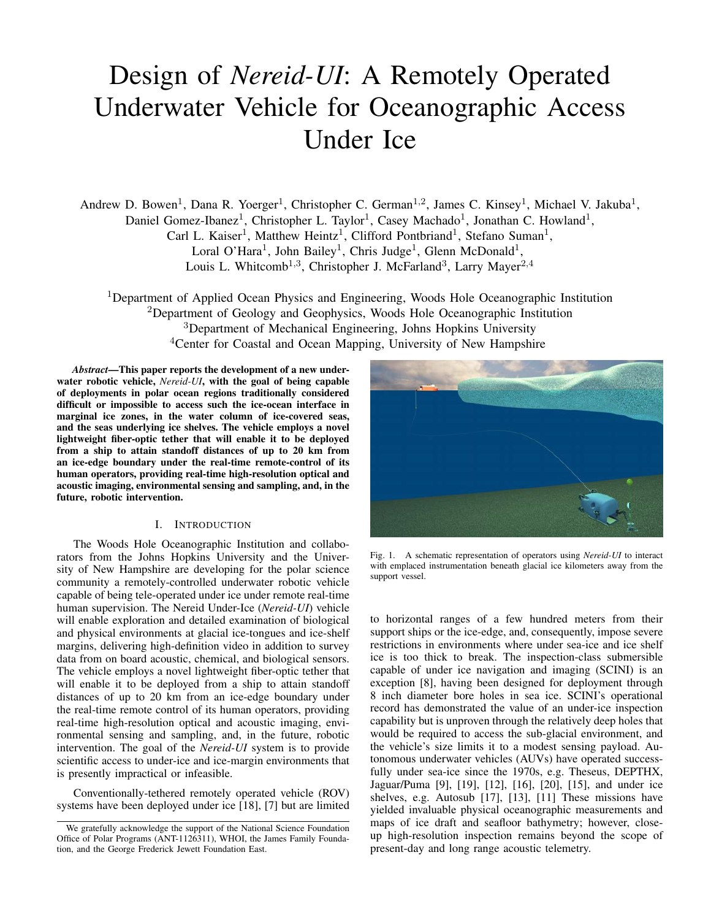# Design of *Nereid-UI*: A Remotely Operated Underwater Vehicle for Oceanographic Access Under Ice

Andrew D. Bowen[1], Dana R. Yoerger[1], Christopher C. German[1,2], James C. Kinsey[1], Michael V. Jakuba[1], Daniel Gomez-Ibanez[1], Christopher L. Taylor[1], Casey Machado[1], Jonathan C. Howland[1], Carl L. Kaiser[1], Matthew Heintz[1], Clifford Pontbriand[1], Stefano Suman[1], Loral O'Hara[1], John Bailey[1], Chris Judge[1], Glenn McDonald[1], Louis L. Whitcomb[1,3], Christopher J. McFarland[3], Larry Mayer[2,4]

[1]Department of Applied Ocean Physics and Engineering, Woods Hole Oceanographic Institution
[2]Department of Geology and Geophysics, Woods Hole Oceanographic Institution
[3]Department of Mechanical Engineering, Johns Hopkins University
[4]Center for Coastal and Ocean Mapping, University of New Hampshire

***Abstract*—This paper reports the development of a new underwater robotic vehicle, *Nereid-UI*, with the goal of being capable of deployments in polar ocean regions traditionally considered difficult or impossible to access such the ice-ocean interface in marginal ice zones, in the water column of ice-covered seas, and the seas underlying ice shelves. The vehicle employs a novel lightweight fiber-optic tether that will enable it to be deployed from a ship to attain standoff distances of up to 20 km from an ice-edge boundary under the real-time remote-control of its human operators, providing real-time high-resolution optical and acoustic imaging, environmental sensing and sampling, and, in the future, robotic intervention.**

## I. Introduction

The Woods Hole Oceanographic Institution and collaborators from the Johns Hopkins University and the University of New Hampshire are developing for the polar science community a remotely-controlled underwater robotic vehicle capable of being tele-operated under ice under remote real-time human supervision. The Nereid Under-Ice (*Nereid-UI*) vehicle will enable exploration and detailed examination of biological and physical environments at glacial ice-tongues and ice-shelf margins, delivering high-definition video in addition to survey data from on board acoustic, chemical, and biological sensors. The vehicle employs a novel lightweight fiber-optic tether that will enable it to be deployed from a ship to attain standoff distances of up to 20 km from an ice-edge boundary under the real-time remote control of its human operators, providing real-time high-resolution optical and acoustic imaging, environmental sensing and sampling, and, in the future, robotic intervention. The goal of the *Nereid-UI* system is to provide scientific access to under-ice and ice-margin environments that is presently impractical or infeasible.

Conventionally-tethered remotely operated vehicle (ROV) systems have been deployed under ice [18], [7] but are limited to horizontal ranges of a few hundred meters from their support ships or the ice-edge, and, consequently, impose severe restrictions in environments where under sea-ice and ice shelf ice is too thick to break. The inspection-class submersible capable of under ice navigation and imaging (SCINI) is an exception [8], having been designed for deployment through 8 inch diameter bore holes in sea ice. SCINI's operational record has demonstrated the value of an under-ice inspection capability but is unproven through the relatively deep holes that would be required to access the sub-glacial environment, and the vehicle's size limits it to a modest sensing payload. Autonomous underwater vehicles (AUVs) have operated successfully under sea-ice since the 1970s, e.g. Theseus, DEPTHX, Jaguar/Puma [9], [19], [12], [16], [20], [15], and under ice shelves, e.g. Autosub [17], [13], [11] These missions have yielded invaluable physical oceanographic measurements and maps of ice draft and seafloor bathymetry; however, close-up high-resolution inspection remains beyond the scope of present-day and long range acoustic telemetry.

Fig. 1. A schematic representation of operators using *Nereid-UI* to interact with emplaced instrumentation beneath glacial ice kilometers away from the support vessel.

We gratefully acknowledge the support of the National Science Foundation Office of Polar Programs (ANT-1126311), WHOI, the James Family Foundation, and the George Frederick Jewett Foundation East.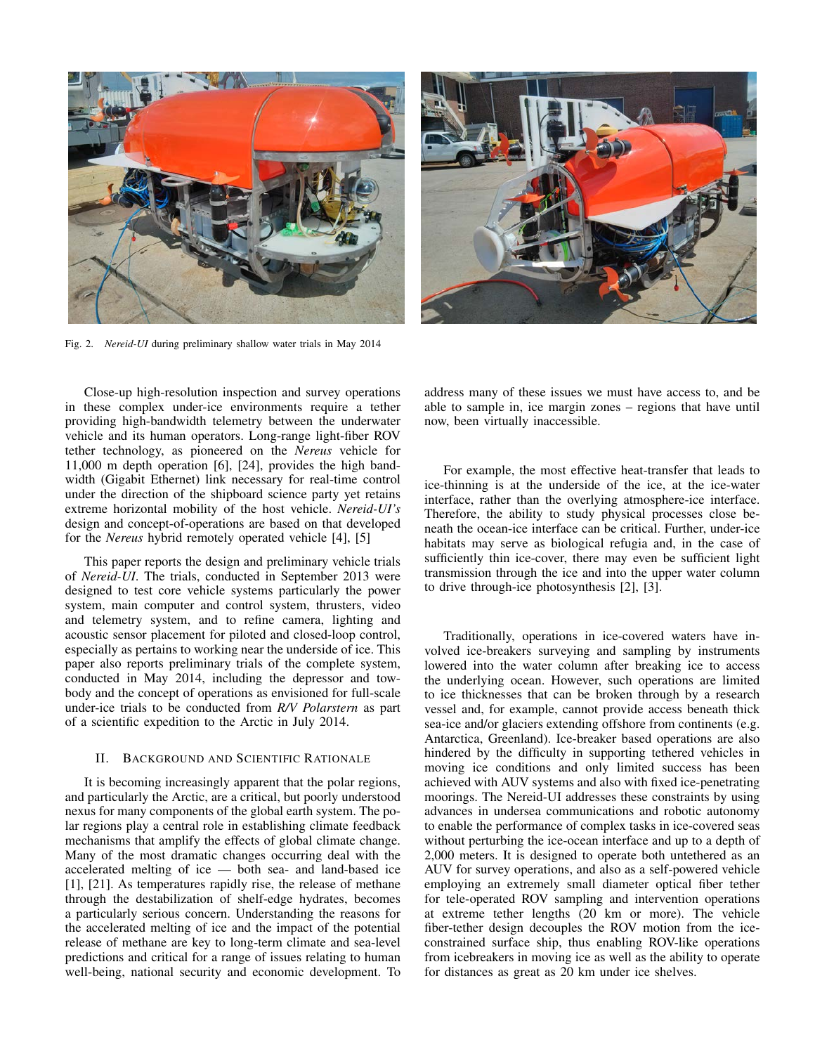Fig. 2. *Nereid-UI* during preliminary shallow water trials in May 2014

Close-up high-resolution inspection and survey operations in these complex under-ice environments require a tether providing high-bandwidth telemetry between the underwater vehicle and its human operators. Long-range light-fiber ROV tether technology, as pioneered on the *Nereus* vehicle for 11,000 m depth operation [6], [24], provides the high bandwidth (Gigabit Ethernet) link necessary for real-time control under the direction of the shipboard science party yet retains extreme horizontal mobility of the host vehicle. *Nereid-UI's* design and concept-of-operations are based on that developed for the *Nereus* hybrid remotely operated vehicle [4], [5]

This paper reports the design and preliminary vehicle trials of *Nereid-UI*. The trials, conducted in September 2013 were designed to test core vehicle systems particularly the power system, main computer and control system, thrusters, video and telemetry system, and to refine camera, lighting and acoustic sensor placement for piloted and closed-loop control, especially as pertains to working near the underside of ice. This paper also reports preliminary trials of the complete system, conducted in May 2014, including the depressor and tow-body and the concept of operations as envisioned for full-scale under-ice trials to be conducted from *R/V Polarstern* as part of a scientific expedition to the Arctic in July 2014.

## II. Background and Scientific Rationale

It is becoming increasingly apparent that the polar regions, and particularly the Arctic, are a critical, but poorly understood nexus for many components of the global earth system. The polar regions play a central role in establishing climate feedback mechanisms that amplify the effects of global climate change. Many of the most dramatic changes occurring deal with the accelerated melting of ice — both sea- and land-based ice [1], [21]. As temperatures rapidly rise, the release of methane through the destabilization of shelf-edge hydrates, becomes a particularly serious concern. Understanding the reasons for the accelerated melting of ice and the impact of the potential release of methane are key to long-term climate and sea-level predictions and critical for a range of issues relating to human well-being, national security and economic development. To address many of these issues we must have access to, and be able to sample in, ice margin zones – regions that have until now, been virtually inaccessible.

For example, the most effective heat-transfer that leads to ice-thinning is at the underside of the ice, at the ice-water interface, rather than the overlying atmosphere-ice interface. Therefore, the ability to study physical processes close beneath the ocean-ice interface can be critical. Further, under-ice habitats may serve as biological refugia and, in the case of sufficiently thin ice-cover, there may even be sufficient light transmission through the ice and into the upper water column to drive through-ice photosynthesis [2], [3].

Traditionally, operations in ice-covered waters have involved ice-breakers surveying and sampling by instruments lowered into the water column after breaking ice to access the underlying ocean. However, such operations are limited to ice thicknesses that can be broken through by a research vessel and, for example, cannot provide access beneath thick sea-ice and/or glaciers extending offshore from continents (e.g. Antarctica, Greenland). Ice-breaker based operations are also hindered by the difficulty in supporting tethered vehicles in moving ice conditions and only limited success has been achieved with AUV systems and also with fixed ice-penetrating moorings. The Nereid-UI addresses these constraints by using advances in undersea communications and robotic autonomy to enable the performance of complex tasks in ice-covered seas without perturbing the ice-ocean interface and up to a depth of 2,000 meters. It is designed to operate both untethered as an AUV for survey operations, and also as a self-powered vehicle employing an extremely small diameter optical fiber tether for tele-operated ROV sampling and intervention operations at extreme tether lengths (20 km or more). The vehicle fiber-tether design decouples the ROV motion from the ice-constrained surface ship, thus enabling ROV-like operations from icebreakers in moving ice as well as the ability to operate for distances as great as 20 km under ice shelves.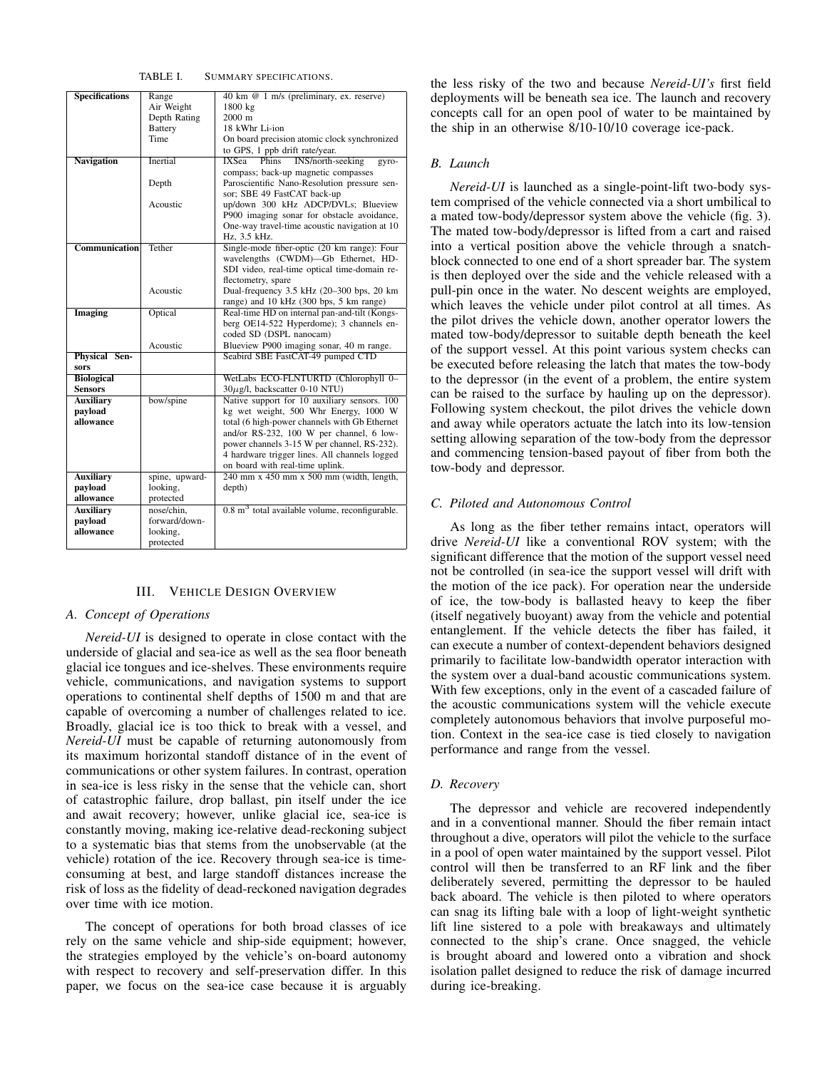TABLE I. SUMMARY SPECIFICATIONS.

| | | |
|---|---|---|
| **Specifications** | Range | 40 km @ 1 m/s (preliminary, ex. reserve) |
| | Air Weight | 1800 kg |
| | Depth Rating | 2000 m |
| | Battery | 18 kWhr Li-ion |
| | Time | On board precision atomic clock synchronized to GPS, 1 ppb drift rate/year. |
| **Navigation** | Inertial | IXSea Phins INS/north-seeking gyro-compass; back-up magnetic compasses |
| | Depth | Paroscientific Nano-Resolution pressure sensor; SBE 49 FastCAT back-up |
| | Acoustic | up/down 300 kHz ADCP/DVLs; Blueview P900 imaging sonar for obstacle avoidance, One-way travel-time acoustic navigation at 10 Hz, 3.5 kHz. |
| **Communication** | Tether | Single-mode fiber-optic (20 km range): Four wavelengths (CWDM)—Gb Ethernet, HD-SDI video, real-time optical time-domain reflectometry, spare |
| | Acoustic | Dual-frequency 3.5 kHz (20–300 bps, 20 km range) and 10 kHz (300 bps, 5 km range) |
| **Imaging** | Optical | Real-time HD on internal pan-and-tilt (Kongsberg OE14-522 Hyperdome); 3 channels encoded SD (DSPL nanocam) |
| | Acoustic | Blueview P900 imaging sonar, 40 m range. |
| **Physical Sensors** | | Seabird SBE FastCAT-49 pumped CTD |
| **Biological Sensors** | | WetLabs ECO-FLNTURTD (Chlorophyll 0–30$\mu$g/l, backscatter 0-10 NTU) |
| **Auxiliary payload allowance** | bow/spine | Native support for 10 auxiliary sensors. 100 kg wet weight, 500 Whr Energy, 1000 W total (6 high-power channels with Gb Ethernet and/or RS-232, 100 W per channel, 6 low-power channels 3-15 W per channel, RS-232). 4 hardware trigger lines. All channels logged on board with real-time uplink. |
| **Auxiliary payload allowance** | spine, upward-looking, protected | 240 mm x 450 mm x 500 mm (width, length, depth) |
| **Auxiliary payload allowance** | nose/chin, forward/down-looking, protected | 0.8 $m^3$ total available volume, reconfigurable. |

## III. VEHICLE DESIGN OVERVIEW

### A. Concept of Operations

*Nereid-UI* is designed to operate in close contact with the underside of glacial and sea-ice as well as the sea floor beneath glacial ice tongues and ice-shelves. These environments require vehicle, communications, and navigation systems to support operations to continental shelf depths of 1500 m and that are capable of overcoming a number of challenges related to ice. Broadly, glacial ice is too thick to break with a vessel, and *Nereid-UI* must be capable of returning autonomously from its maximum horizontal standoff distance of in the event of communications or other system failures. In contrast, operation in sea-ice is less risky in the sense that the vehicle can, short of catastrophic failure, drop ballast, pin itself under the ice and await recovery; however, unlike glacial ice, sea-ice is constantly moving, making ice-relative dead-reckoning subject to a systematic bias that stems from the unobservable (at the vehicle) rotation of the ice. Recovery through sea-ice is time-consuming at best, and large standoff distances increase the risk of loss as the fidelity of dead-reckoned navigation degrades over time with ice motion.

The concept of operations for both broad classes of ice rely on the same vehicle and ship-side equipment; however, the strategies employed by the vehicle's on-board autonomy with respect to recovery and self-preservation differ. In this paper, we focus on the sea-ice case because it is arguably the less risky of the two and because *Nereid-UI's* first field deployments will be beneath sea ice. The launch and recovery concepts call for an open pool of water to be maintained by the ship in an otherwise 8/10-10/10 coverage ice-pack.

### B. Launch

*Nereid-UI* is launched as a single-point-lift two-body system comprised of the vehicle connected via a short umbilical to a mated tow-body/depressor system above the vehicle (fig. 3). The mated tow-body/depressor is lifted from a cart and raised into a vertical position above the vehicle through a snatch-block connected to one end of a short spreader bar. The system is then deployed over the side and the vehicle released with a pull-pin once in the water. No descent weights are employed, which leaves the vehicle under pilot control at all times. As the pilot drives the vehicle down, another operator lowers the mated tow-body/depressor to suitable depth beneath the keel of the support vessel. At this point various system checks can be executed before releasing the latch that mates the tow-body to the depressor (in the event of a problem, the entire system can be raised to the surface by hauling up on the depressor). Following system checkout, the pilot drives the vehicle down and away while operators actuate the latch into its low-tension setting allowing separation of the tow-body from the depressor and commencing tension-based payout of fiber from both the tow-body and depressor.

### C. Piloted and Autonomous Control

As long as the fiber tether remains intact, operators will drive *Nereid-UI* like a conventional ROV system; with the significant difference that the motion of the support vessel need not be controlled (in sea-ice the support vessel will drift with the motion of the ice pack). For operation near the underside of ice, the tow-body is ballasted heavy to keep the fiber (itself negatively buoyant) away from the vehicle and potential entanglement. If the vehicle detects the fiber has failed, it can execute a number of context-dependent behaviors designed primarily to facilitate low-bandwidth operator interaction with the system over a dual-band acoustic communications system. With few exceptions, only in the event of a cascaded failure of the acoustic communications system will the vehicle execute completely autonomous behaviors that involve purposeful motion. Context in the sea-ice case is tied closely to navigation performance and range from the vessel.

### D. Recovery

The depressor and vehicle are recovered independently and in a conventional manner. Should the fiber remain intact throughout a dive, operators will pilot the vehicle to the surface in a pool of open water maintained by the support vessel. Pilot control will then be transferred to an RF link and the fiber deliberately severed, permitting the depressor to be hauled back aboard. The vehicle is then piloted to where operators can snag its lifting bale with a loop of light-weight synthetic lift line sistered to a pole with breakaways and ultimately connected to the ship's crane. Once snagged, the vehicle is brought aboard and lowered onto a vibration and shock isolation pallet designed to reduce the risk of damage incurred during ice-breaking.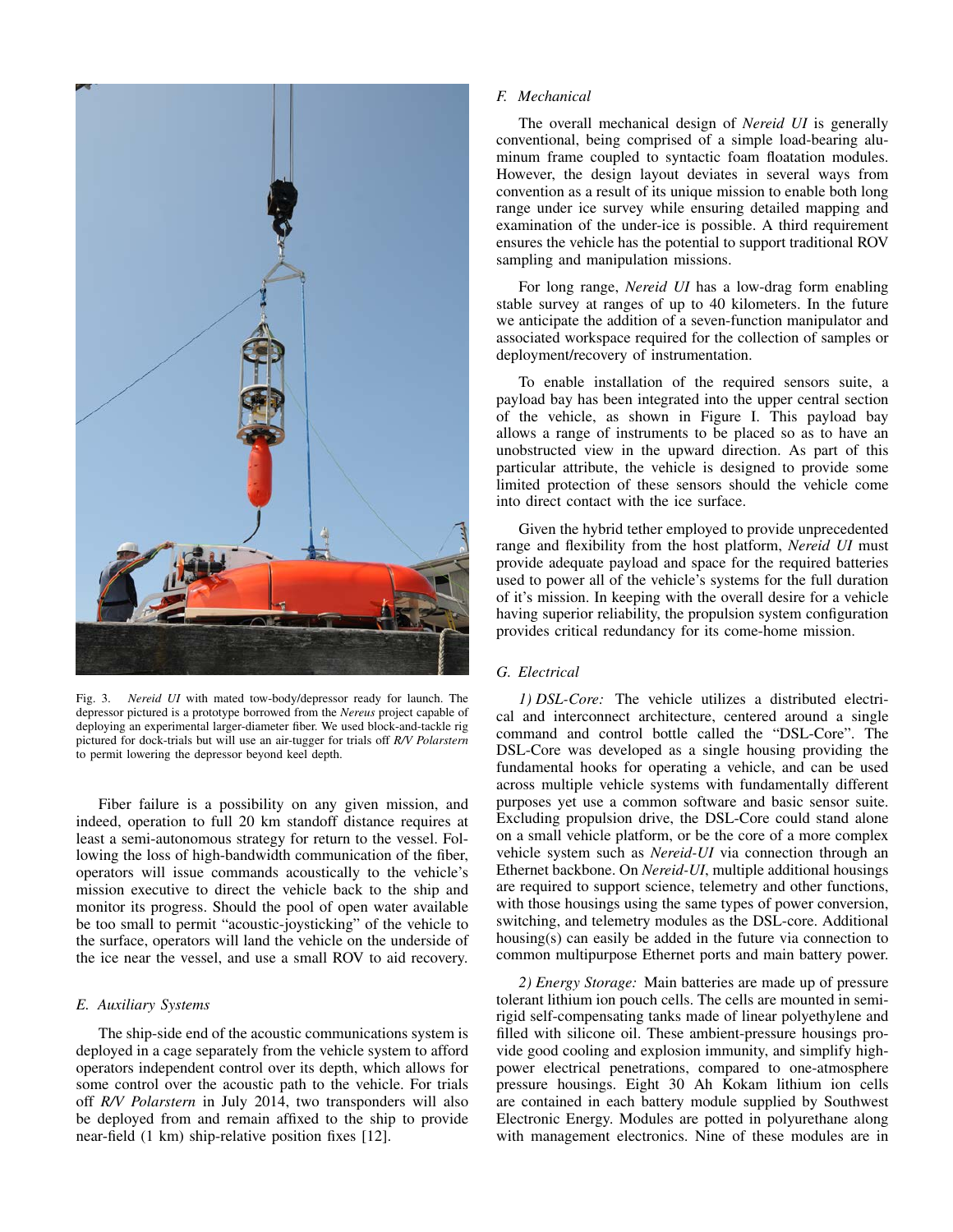Fig. 3. *Nereid UI* with mated tow-body/depressor ready for launch. The depressor pictured is a prototype borrowed from the *Nereus* project capable of deploying an experimental larger-diameter fiber. We used block-and-tackle rig pictured for dock-trials but will use an air-tugger for trials off *R/V Polarstern* to permit lowering the depressor beyond keel depth.

Fiber failure is a possibility on any given mission, and indeed, operation to full 20 km standoff distance requires at least a semi-autonomous strategy for return to the vessel. Following the loss of high-bandwidth communication of the fiber, operators will issue commands acoustically to the vehicle's mission executive to direct the vehicle back to the ship and monitor its progress. Should the pool of open water available be too small to permit "acoustic-joysticking" of the vehicle to the surface, operators will land the vehicle on the underside of the ice near the vessel, and use a small ROV to aid recovery.

### E. Auxiliary Systems

The ship-side end of the acoustic communications system is deployed in a cage separately from the vehicle system to afford operators independent control over its depth, which allows for some control over the acoustic path to the vehicle. For trials off *R/V Polarstern* in July 2014, two transponders will also be deployed from and remain affixed to the ship to provide near-field (1 km) ship-relative position fixes [12].

### F. Mechanical

The overall mechanical design of *Nereid UI* is generally conventional, being comprised of a simple load-bearing aluminum frame coupled to syntactic foam floatation modules. However, the design layout deviates in several ways from convention as a result of its unique mission to enable both long range under ice survey while ensuring detailed mapping and examination of the under-ice is possible. A third requirement ensures the vehicle has the potential to support traditional ROV sampling and manipulation missions.

For long range, *Nereid UI* has a low-drag form enabling stable survey at ranges of up to 40 kilometers. In the future we anticipate the addition of a seven-function manipulator and associated workspace required for the collection of samples or deployment/recovery of instrumentation.

To enable installation of the required sensors suite, a payload bay has been integrated into the upper central section of the vehicle, as shown in Figure I. This payload bay allows a range of instruments to be placed so as to have an unobstructed view in the upward direction. As part of this particular attribute, the vehicle is designed to provide some limited protection of these sensors should the vehicle come into direct contact with the ice surface.

Given the hybrid tether employed to provide unprecedented range and flexibility from the host platform, *Nereid UI* must provide adequate payload and space for the required batteries used to power all of the vehicle's systems for the full duration of it's mission. In keeping with the overall desire for a vehicle having superior reliability, the propulsion system configuration provides critical redundancy for its come-home mission.

### G. Electrical

*1) DSL-Core:* The vehicle utilizes a distributed electrical and interconnect architecture, centered around a single command and control bottle called the "DSL-Core". The DSL-Core was developed as a single housing providing the fundamental hooks for operating a vehicle, and can be used across multiple vehicle systems with fundamentally different purposes yet use a common software and basic sensor suite. Excluding propulsion drive, the DSL-Core could stand alone on a small vehicle platform, or be the core of a more complex vehicle system such as *Nereid-UI* via connection through an Ethernet backbone. On *Nereid-UI*, multiple additional housings are required to support science, telemetry and other functions, with those housings using the same types of power conversion, switching, and telemetry modules as the DSL-core. Additional housing(s) can easily be added in the future via connection to common multipurpose Ethernet ports and main battery power.

*2) Energy Storage:* Main batteries are made up of pressure tolerant lithium ion pouch cells. The cells are mounted in semi-rigid self-compensating tanks made of linear polyethylene and filled with silicone oil. These ambient-pressure housings provide good cooling and explosion immunity, and simplify high-power electrical penetrations, compared to one-atmosphere pressure housings. Eight 30 Ah Kokam lithium ion cells are contained in each battery module supplied by Southwest Electronic Energy. Modules are potted in polyurethane along with management electronics. Nine of these modules are in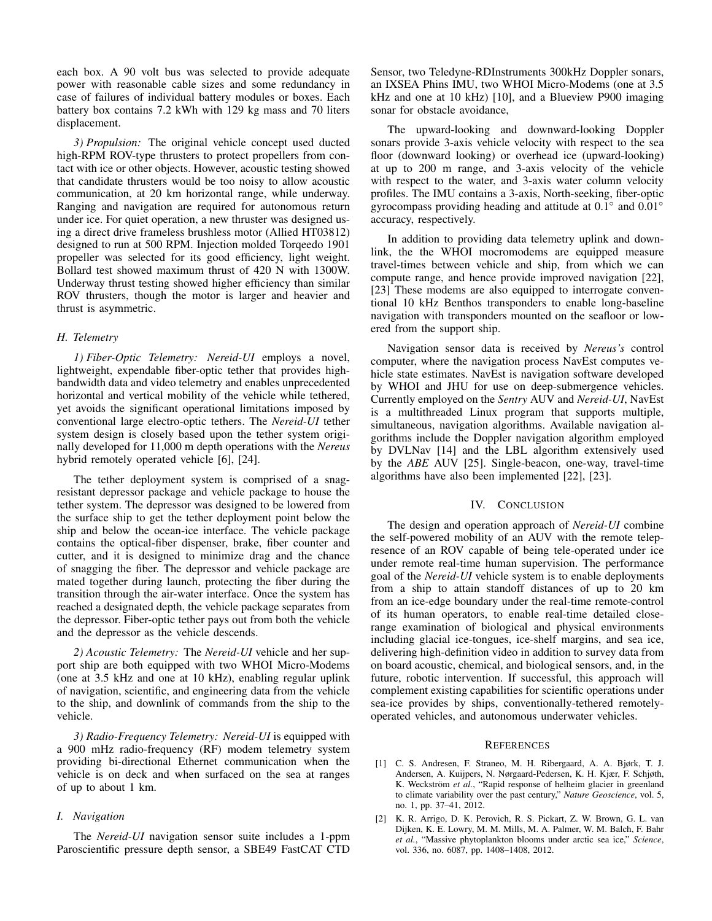each box. A 90 volt bus was selected to provide adequate power with reasonable cable sizes and some redundancy in case of failures of individual battery modules or boxes. Each battery box contains 7.2 kWh with 129 kg mass and 70 liters displacement.

*3) Propulsion:* The original vehicle concept used ducted high-RPM ROV-type thrusters to protect propellers from contact with ice or other objects. However, acoustic testing showed that candidate thrusters would be too noisy to allow acoustic communication, at 20 km horizontal range, while underway. Ranging and navigation are required for autonomous return under ice. For quiet operation, a new thruster was designed using a direct drive frameless brushless motor (Allied HT03812) designed to run at 500 RPM. Injection molded Torqeedo 1901 propeller was selected for its good efficiency, light weight. Bollard test showed maximum thrust of 420 N with 1300W. Underway thrust testing showed higher efficiency than similar ROV thrusters, though the motor is larger and heavier and thrust is asymmetric.

### H. Telemetry

*1) Fiber-Optic Telemetry: Nereid-UI* employs a novel, lightweight, expendable fiber-optic tether that provides high-bandwidth data and video telemetry and enables unprecedented horizontal and vertical mobility of the vehicle while tethered, yet avoids the significant operational limitations imposed by conventional large electro-optic tethers. The *Nereid-UI* tether system design is closely based upon the tether system originally developed for 11,000 m depth operations with the *Nereus* hybrid remotely operated vehicle [6], [24].

The tether deployment system is comprised of a snag-resistant depressor package and vehicle package to house the tether system. The depressor was designed to be lowered from the surface ship to get the tether deployment point below the ship and below the ocean-ice interface. The vehicle package contains the optical-fiber dispenser, brake, fiber counter and cutter, and it is designed to minimize drag and the chance of snagging the fiber. The depressor and vehicle package are mated together during launch, protecting the fiber during the transition through the air-water interface. Once the system has reached a designated depth, the vehicle package separates from the depressor. Fiber-optic tether pays out from both the vehicle and the depressor as the vehicle descends.

*2) Acoustic Telemetry:* The *Nereid-UI* vehicle and her support ship are both equipped with two WHOI Micro-Modems (one at 3.5 kHz and one at 10 kHz), enabling regular uplink of navigation, scientific, and engineering data from the vehicle to the ship, and downlink of commands from the ship to the vehicle.

*3) Radio-Frequency Telemetry: Nereid-UI* is equipped with a 900 mHz radio-frequency (RF) modem telemetry system providing bi-directional Ethernet communication when the vehicle is on deck and when surfaced on the sea at ranges of up to about 1 km.

### I. Navigation

The *Nereid-UI* navigation sensor suite includes a 1-ppm Paroscientific pressure depth sensor, a SBE49 FastCAT CTD Sensor, two Teledyne-RDInstruments 300kHz Doppler sonars, an IXSEA Phins IMU, two WHOI Micro-Modems (one at 3.5 kHz and one at 10 kHz) [10], and a Blueview P900 imaging sonar for obstacle avoidance,

The upward-looking and downward-looking Doppler sonars provide 3-axis vehicle velocity with respect to the sea floor (downward looking) or overhead ice (upward-looking) at up to 200 m range, and 3-axis velocity of the vehicle with respect to the water, and 3-axis water column velocity profiles. The IMU contains a 3-axis, North-seeking, fiber-optic gyrocompass providing heading and attitude at $0.1^\circ$ and $0.01^\circ$ accuracy, respectively.

In addition to providing data telemetry uplink and downlink, the the WHOI mocromodems are equipped measure travel-times between vehicle and ship, from which we can compute range, and hence provide improved navigation [22], [23] These modems are also equipped to interrogate conventional 10 kHz Benthos transponders to enable long-baseline navigation with transponders mounted on the seafloor or lowered from the support ship.

Navigation sensor data is received by *Nereus's* control computer, where the navigation process NavEst computes vehicle state estimates. NavEst is navigation software developed by WHOI and JHU for use on deep-submergence vehicles. Currently employed on the *Sentry* AUV and *Nereid-UI*, NavEst is a multithreaded Linux program that supports multiple, simultaneous, navigation algorithms. Available navigation algorithms include the Doppler navigation algorithm employed by DVLNav [14] and the LBL algorithm extensively used by the *ABE* AUV [25]. Single-beacon, one-way, travel-time algorithms have also been implemented [22], [23].

## IV. Conclusion

The design and operation approach of *Nereid-UI* combine the self-powered mobility of an AUV with the remote telepresence of an ROV capable of being tele-operated under ice under remote real-time human supervision. The performance goal of the *Nereid-UI* vehicle system is to enable deployments from a ship to attain standoff distances of up to 20 km from an ice-edge boundary under the real-time remote-control of its human operators, to enable real-time detailed close-range examination of biological and physical environments including glacial ice-tongues, ice-shelf margins, and sea ice, delivering high-definition video in addition to survey data from on board acoustic, chemical, and biological sensors, and, in the future, robotic intervention. If successful, this approach will complement existing capabilities for scientific operations under sea-ice provides by ships, conventionally-tethered remotely-operated vehicles, and autonomous underwater vehicles.

## References

[1] C. S. Andresen, F. Straneo, M. H. Ribergaard, A. A. Bjørk, T. J. Andersen, A. Kuijpers, N. Nørgaard-Pedersen, K. H. Kjær, F. Schjøth, K. Weckström *et al.*, "Rapid response of helheim glacier in greenland to climate variability over the past century," *Nature Geoscience*, vol. 5, no. 1, pp. 37–41, 2012.

[2] K. R. Arrigo, D. K. Perovich, R. S. Pickart, Z. W. Brown, G. L. van Dijken, K. E. Lowry, M. M. Mills, M. A. Palmer, W. M. Balch, F. Bahr *et al.*, "Massive phytoplankton blooms under arctic sea ice," *Science*, vol. 336, no. 6087, pp. 1408–1408, 2012.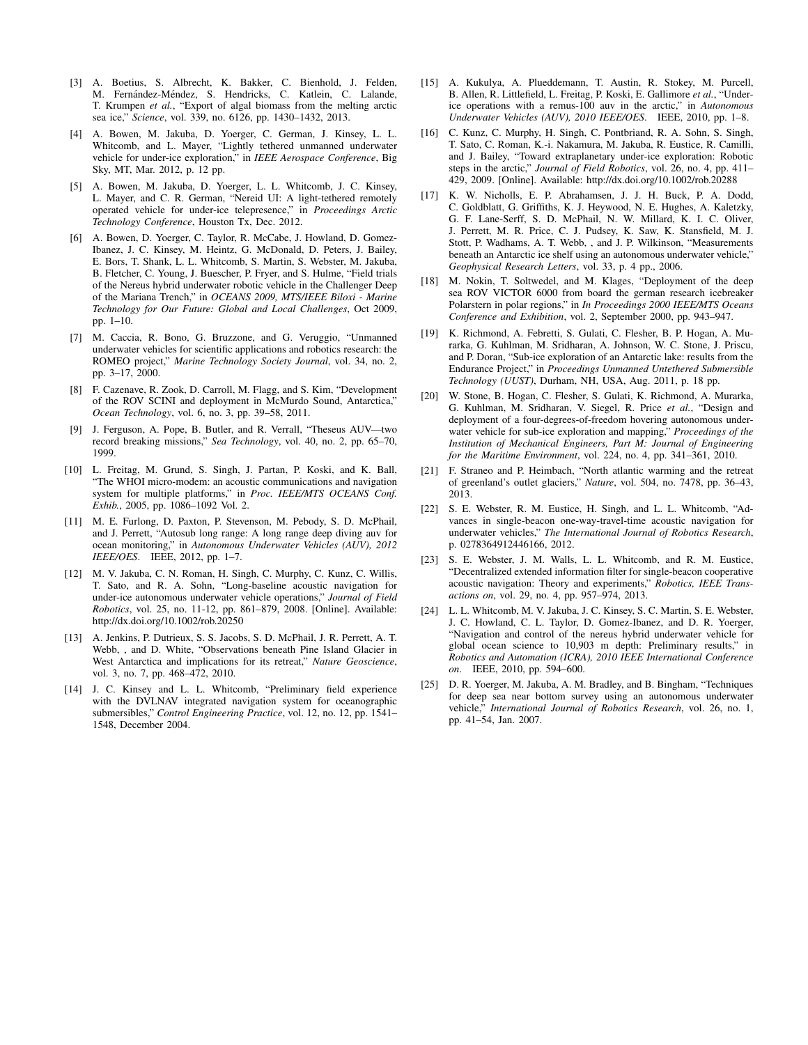[3] A. Boetius, S. Albrecht, K. Bakker, C. Bienhold, J. Felden, M. Fernández-Méndez, S. Hendricks, C. Katlein, C. Lalande, T. Krumpen *et al.*, "Export of algal biomass from the melting arctic sea ice," *Science*, vol. 339, no. 6126, pp. 1430–1432, 2013.

[4] A. Bowen, M. Jakuba, D. Yoerger, C. German, J. Kinsey, L. L. Whitcomb, and L. Mayer, "Lightly tethered unmanned underwater vehicle for under-ice exploration," in *IEEE Aerospace Conference*, Big Sky, MT, Mar. 2012, p. 12 pp.

[5] A. Bowen, M. Jakuba, D. Yoerger, L. L. Whitcomb, J. C. Kinsey, L. Mayer, and C. R. German, "Nereid UI: A light-tethered remotely operated vehicle for under-ice telepresence," in *Proceedings Arctic Technology Conference*, Houston Tx, Dec. 2012.

[6] A. Bowen, D. Yoerger, C. Taylor, R. McCabe, J. Howland, D. Gomez-Ibanez, J. C. Kinsey, M. Heintz, G. McDonald, D. Peters, J. Bailey, E. Bors, T. Shank, L. L. Whitcomb, S. Martin, S. Webster, M. Jakuba, B. Fletcher, C. Young, J. Buescher, P. Fryer, and S. Hulme, "Field trials of the Nereus hybrid underwater robotic vehicle in the Challenger Deep of the Mariana Trench," in *OCEANS 2009, MTS/IEEE Biloxi - Marine Technology for Our Future: Global and Local Challenges*, Oct 2009, pp. 1–10.

[7] M. Caccia, R. Bono, G. Bruzzone, and G. Veruggio, "Unmanned underwater vehicles for scientific applications and robotics research: the ROMEO project," *Marine Technology Society Journal*, vol. 34, no. 2, pp. 3–17, 2000.

[8] F. Cazenave, R. Zook, D. Carroll, M. Flagg, and S. Kim, "Development of the ROV SCINI and deployment in McMurdo Sound, Antarctica," *Ocean Technology*, vol. 6, no. 3, pp. 39–58, 2011.

[9] J. Ferguson, A. Pope, B. Butler, and R. Verrall, "Theseus AUV—two record breaking missions," *Sea Technology*, vol. 40, no. 2, pp. 65–70, 1999.

[10] L. Freitag, M. Grund, S. Singh, J. Partan, P. Koski, and K. Ball, "The WHOI micro-modem: an acoustic communications and navigation system for multiple platforms," in *Proc. IEEE/MTS OCEANS Conf. Exhib.*, 2005, pp. 1086–1092 Vol. 2.

[11] M. E. Furlong, D. Paxton, P. Stevenson, M. Pebody, S. D. McPhail, and J. Perrett, "Autosub long range: A long range deep diving auv for ocean monitoring," in *Autonomous Underwater Vehicles (AUV), 2012 IEEE/OES*. IEEE, 2012, pp. 1–7.

[12] M. V. Jakuba, C. N. Roman, H. Singh, C. Murphy, C. Kunz, C. Willis, T. Sato, and R. A. Sohn, "Long-baseline acoustic navigation for under-ice autonomous underwater vehicle operations," *Journal of Field Robotics*, vol. 25, no. 11-12, pp. 861–879, 2008. [Online]. Available: http://dx.doi.org/10.1002/rob.20250

[13] A. Jenkins, P. Dutrieux, S. S. Jacobs, S. D. McPhail, J. R. Perrett, A. T. Webb, , and D. White, "Observations beneath Pine Island Glacier in West Antarctica and implications for its retreat," *Nature Geoscience*, vol. 3, no. 7, pp. 468–472, 2010.

[14] J. C. Kinsey and L. L. Whitcomb, "Preliminary field experience with the DVLNAV integrated navigation system for oceanographic submersibles," *Control Engineering Practice*, vol. 12, no. 12, pp. 1541–1548, December 2004.

[15] A. Kukulya, A. Plueddemann, T. Austin, R. Stokey, M. Purcell, B. Allen, R. Littlefield, L. Freitag, P. Koski, E. Gallimore *et al.*, "Under-ice operations with a remus-100 auv in the arctic," in *Autonomous Underwater Vehicles (AUV), 2010 IEEE/OES*. IEEE, 2010, pp. 1–8.

[16] C. Kunz, C. Murphy, H. Singh, C. Pontbriand, R. A. Sohn, S. Singh, T. Sato, C. Roman, K.-i. Nakamura, M. Jakuba, R. Eustice, R. Camilli, and J. Bailey, "Toward extraplanetary under-ice exploration: Robotic steps in the arctic," *Journal of Field Robotics*, vol. 26, no. 4, pp. 411–429, 2009. [Online]. Available: http://dx.doi.org/10.1002/rob.20288

[17] K. W. Nicholls, E. P. Abrahamsen, J. J. H. Buck, P. A. Dodd, C. Goldblatt, G. Griffiths, K. J. Heywood, N. E. Hughes, A. Kaletzky, G. F. Lane-Serff, S. D. McPhail, N. W. Millard, K. I. C. Oliver, J. Perrett, M. R. Price, C. J. Pudsey, K. Saw, K. Stansfield, M. J. Stott, P. Wadhams, A. T. Webb, , and J. P. Wilkinson, "Measurements beneath an Antarctic ice shelf using an autonomous underwater vehicle," *Geophysical Research Letters*, vol. 33, p. 4 pp., 2006.

[18] M. Nokin, T. Soltwedel, and M. Klages, "Deployment of the deep sea ROV VICTOR 6000 from board the german research icebreaker Polarstern in polar regions," in *In Proceedings 2000 IEEE/MTS Oceans Conference and Exhibition*, vol. 2, September 2000, pp. 943–947.

[19] K. Richmond, A. Febretti, S. Gulati, C. Flesher, B. P. Hogan, A. Murarka, G. Kuhlman, M. Sridharan, A. Johnson, W. C. Stone, J. Priscu, and P. Doran, "Sub-ice exploration of an Antarctic lake: results from the Endurance Project," in *Proceedings Unmanned Untethered Submersible Technology (UUST)*, Durham, NH, USA, Aug. 2011, p. 18 pp.

[20] W. Stone, B. Hogan, C. Flesher, S. Gulati, K. Richmond, A. Murarka, G. Kuhlman, M. Sridharan, V. Siegel, R. Price *et al.*, "Design and deployment of a four-degrees-of-freedom hovering autonomous underwater vehicle for sub-ice exploration and mapping," *Proceedings of the Institution of Mechanical Engineers, Part M: Journal of Engineering for the Maritime Environment*, vol. 224, no. 4, pp. 341–361, 2010.

[21] F. Straneo and P. Heimbach, "North atlantic warming and the retreat of greenland's outlet glaciers," *Nature*, vol. 504, no. 7478, pp. 36–43, 2013.

[22] S. E. Webster, R. M. Eustice, H. Singh, and L. L. Whitcomb, "Advances in single-beacon one-way-travel-time acoustic navigation for underwater vehicles," *The International Journal of Robotics Research*, p. 0278364912446166, 2012.

[23] S. E. Webster, J. M. Walls, L. L. Whitcomb, and R. M. Eustice, "Decentralized extended information filter for single-beacon cooperative acoustic navigation: Theory and experiments," *Robotics, IEEE Transactions on*, vol. 29, no. 4, pp. 957–974, 2013.

[24] L. L. Whitcomb, M. V. Jakuba, J. C. Kinsey, S. C. Martin, S. E. Webster, J. C. Howland, C. L. Taylor, D. Gomez-Ibanez, and D. R. Yoerger, "Navigation and control of the nereus hybrid underwater vehicle for global ocean science to 10,903 m depth: Preliminary results," in *Robotics and Automation (ICRA), 2010 IEEE International Conference on*. IEEE, 2010, pp. 594–600.

[25] D. R. Yoerger, M. Jakuba, A. M. Bradley, and B. Bingham, "Techniques for deep sea near bottom survey using an autonomous underwater vehicle," *International Journal of Robotics Research*, vol. 26, no. 1, pp. 41–54, Jan. 2007.